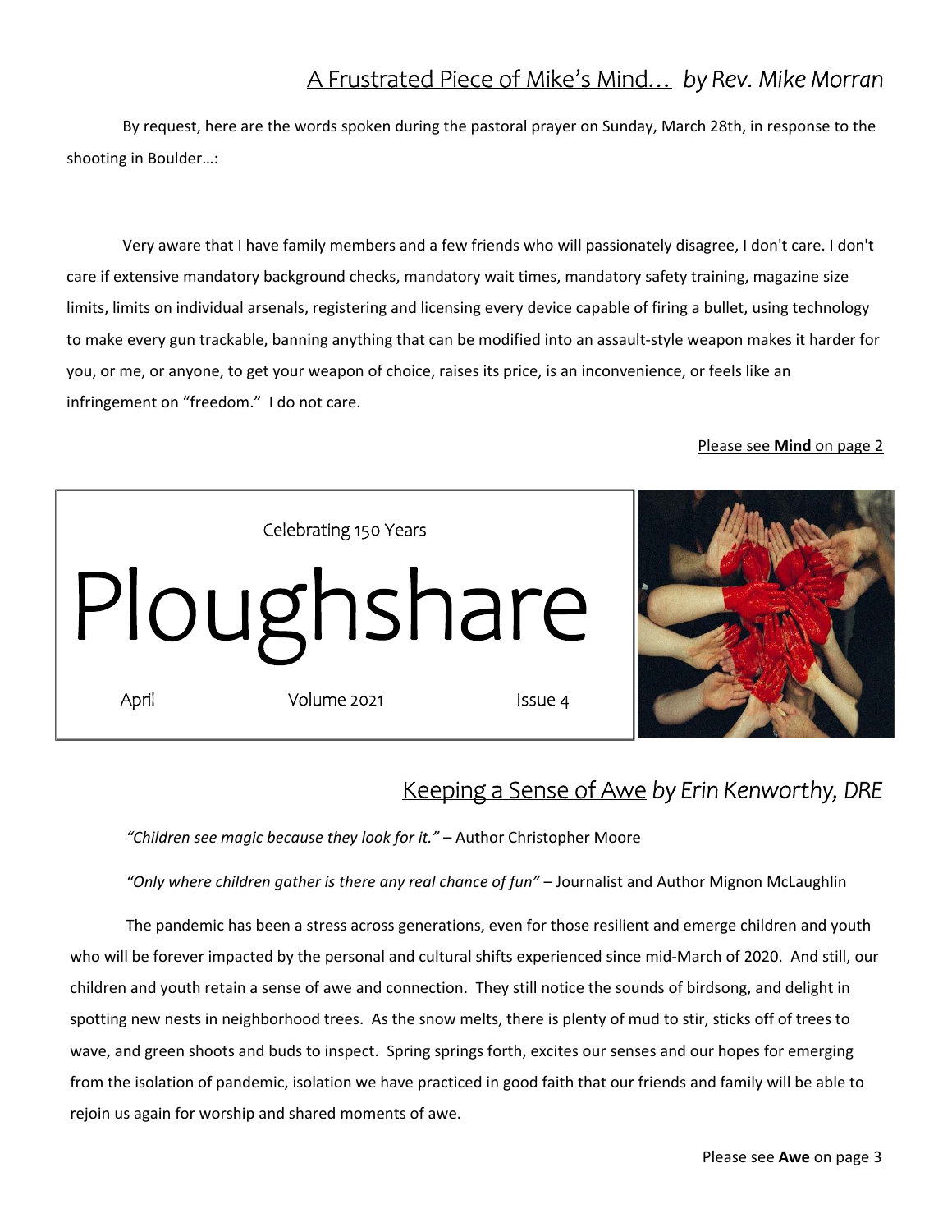## A Frustrated Piece of Mike's Mind… *by Rev. Mike Morran*

By request, here are the words spoken during the pastoral prayer on Sunday, March 28th, in response to the shooting in Boulder…:

Very aware that I have family members and a few friends who will passionately disagree, I don't care. I don't care if extensive mandatory background checks, mandatory wait times, mandatory safety training, magazine size limits, limits on individual arsenals, registering and licensing every device capable of firing a bullet, using technology to make every gun trackable, banning anything that can be modified into an assault-style weapon makes it harder for you, or me, or anyone, to get your weapon of choice, raises its price, is an inconvenience, or feels like an infringement on "freedom." I do not care.

Please see **Mind** on page 2

Celebrating 150 Years

# Ploughshare

April Volume 2021 Issue 4

## Keeping a Sense of Awe *by Erin Kenworthy, DRE*

*"Children see magic because they look for it."* – Author Christopher Moore

*"Only where children gather is there any real chance of fun"* – Journalist and Author Mignon McLaughlin

The pandemic has been a stress across generations, even for those resilient and emerge children and youth who will be forever impacted by the personal and cultural shifts experienced since mid-March of 2020. And still, our children and youth retain a sense of awe and connection. They still notice the sounds of birdsong, and delight in spotting new nests in neighborhood trees. As the snow melts, there is plenty of mud to stir, sticks off of trees to wave, and green shoots and buds to inspect. Spring springs forth, excites our senses and our hopes for emerging from the isolation of pandemic, isolation we have practiced in good faith that our friends and family will be able to rejoin us again for worship and shared moments of awe.

Please see **Awe** on page 3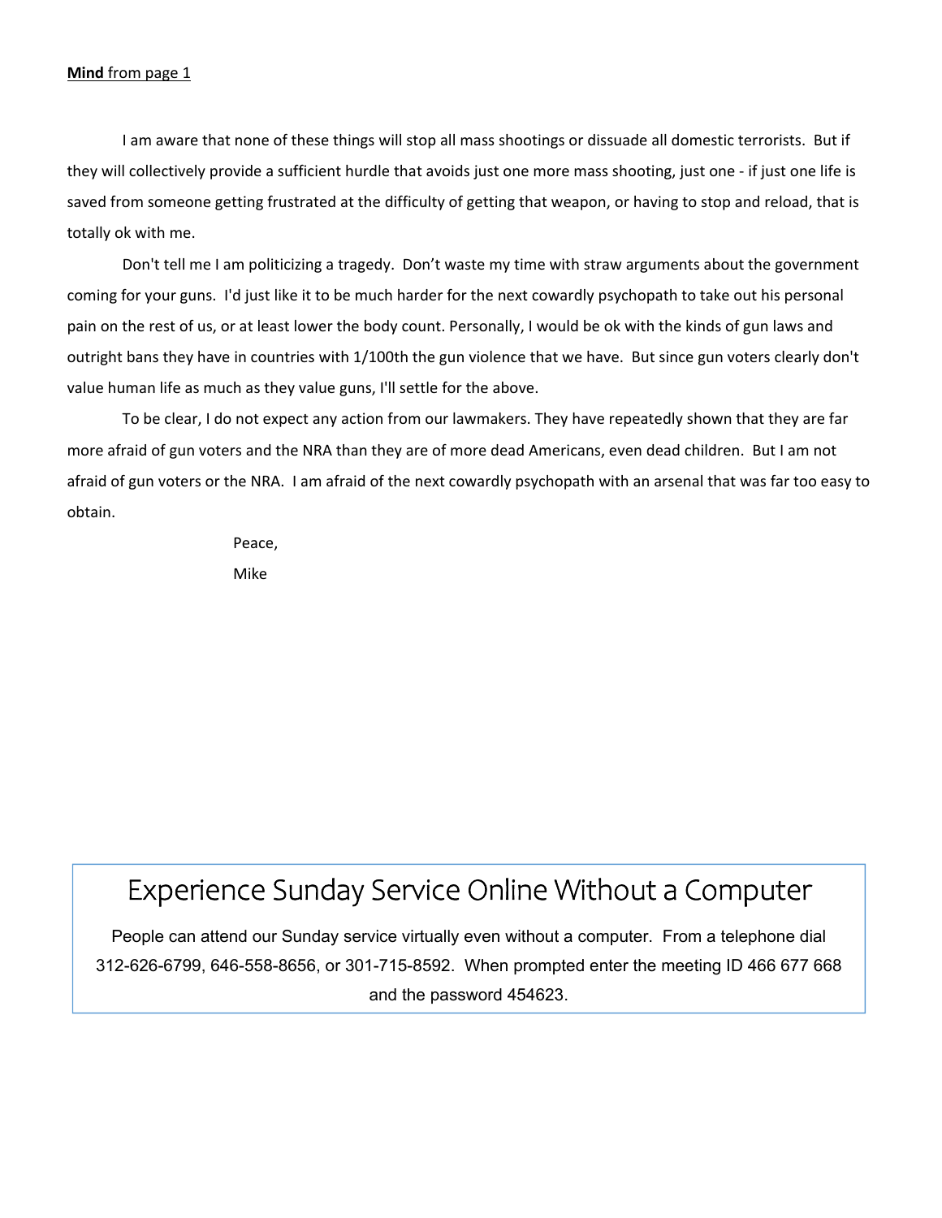**<u>Mind</u>** <u>from page 1</u>

I am aware that none of these things will stop all mass shootings or dissuade all domestic terrorists. But if they will collectively provide a sufficient hurdle that avoids just one more mass shooting, just one - if just one life is saved from someone getting frustrated at the difficulty of getting that weapon, or having to stop and reload, that is totally ok with me.

Don't tell me I am politicizing a tragedy. Don't waste my time with straw arguments about the government coming for your guns. I'd just like it to be much harder for the next cowardly psychopath to take out his personal pain on the rest of us, or at least lower the body count. Personally, I would be ok with the kinds of gun laws and outright bans they have in countries with 1/100th the gun violence that we have. But since gun voters clearly don't value human life as much as they value guns, I'll settle for the above.

To be clear, I do not expect any action from our lawmakers. They have repeatedly shown that they are far more afraid of gun voters and the NRA than they are of more dead Americans, even dead children. But I am not afraid of gun voters or the NRA. I am afraid of the next cowardly psychopath with an arsenal that was far too easy to obtain.

Peace,

Mike

## Experience Sunday Service Online Without a Computer

People can attend our Sunday service virtually even without a computer. From a telephone dial 312-626-6799, 646-558-8656, or 301-715-8592. When prompted enter the meeting ID 466 677 668 and the password 454623.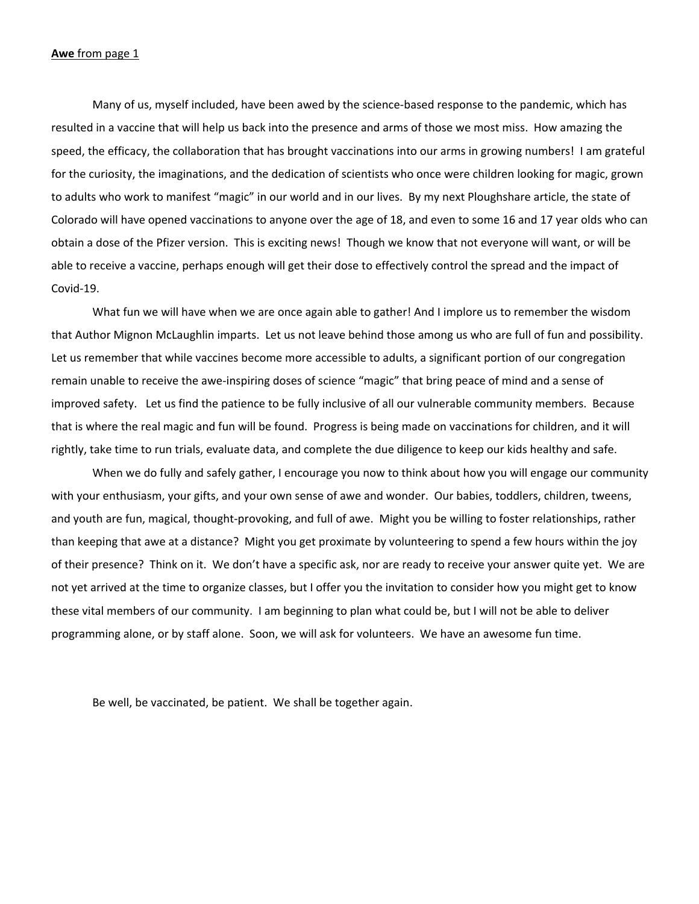**Awe** from page 1

Many of us, myself included, have been awed by the science-based response to the pandemic, which has resulted in a vaccine that will help us back into the presence and arms of those we most miss. How amazing the speed, the efficacy, the collaboration that has brought vaccinations into our arms in growing numbers! I am grateful for the curiosity, the imaginations, and the dedication of scientists who once were children looking for magic, grown to adults who work to manifest "magic" in our world and in our lives. By my next Ploughshare article, the state of Colorado will have opened vaccinations to anyone over the age of 18, and even to some 16 and 17 year olds who can obtain a dose of the Pfizer version. This is exciting news! Though we know that not everyone will want, or will be able to receive a vaccine, perhaps enough will get their dose to effectively control the spread and the impact of Covid-19.

What fun we will have when we are once again able to gather! And I implore us to remember the wisdom that Author Mignon McLaughlin imparts. Let us not leave behind those among us who are full of fun and possibility. Let us remember that while vaccines become more accessible to adults, a significant portion of our congregation remain unable to receive the awe-inspiring doses of science "magic" that bring peace of mind and a sense of improved safety. Let us find the patience to be fully inclusive of all our vulnerable community members. Because that is where the real magic and fun will be found. Progress is being made on vaccinations for children, and it will rightly, take time to run trials, evaluate data, and complete the due diligence to keep our kids healthy and safe.

When we do fully and safely gather, I encourage you now to think about how you will engage our community with your enthusiasm, your gifts, and your own sense of awe and wonder. Our babies, toddlers, children, tweens, and youth are fun, magical, thought-provoking, and full of awe. Might you be willing to foster relationships, rather than keeping that awe at a distance? Might you get proximate by volunteering to spend a few hours within the joy of their presence? Think on it. We don't have a specific ask, nor are ready to receive your answer quite yet. We are not yet arrived at the time to organize classes, but I offer you the invitation to consider how you might get to know these vital members of our community. I am beginning to plan what could be, but I will not be able to deliver programming alone, or by staff alone. Soon, we will ask for volunteers. We have an awesome fun time.

Be well, be vaccinated, be patient. We shall be together again.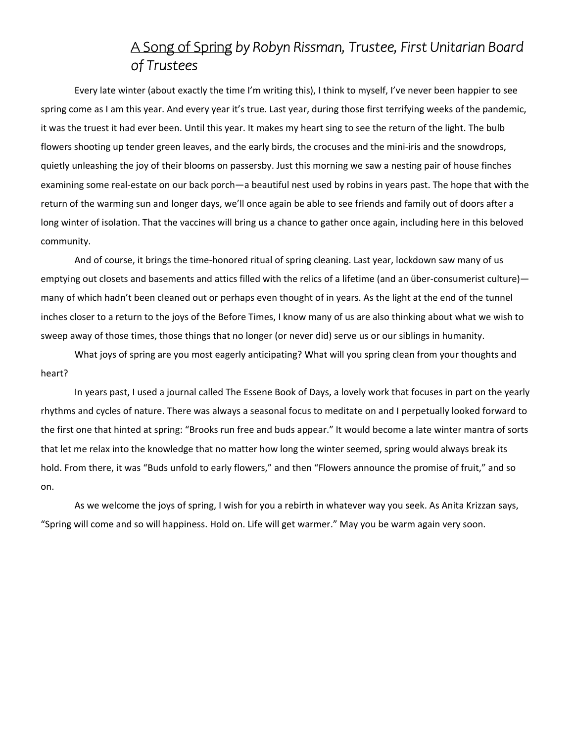## <u>A Song of Spring</u> *by Robyn Rissman, Trustee, First Unitarian Board of Trustees*

Every late winter (about exactly the time I'm writing this), I think to myself, I've never been happier to see spring come as I am this year. And every year it's true. Last year, during those first terrifying weeks of the pandemic, it was the truest it had ever been. Until this year. It makes my heart sing to see the return of the light. The bulb flowers shooting up tender green leaves, and the early birds, the crocuses and the mini-iris and the snowdrops, quietly unleashing the joy of their blooms on passersby. Just this morning we saw a nesting pair of house finches examining some real-estate on our back porch—a beautiful nest used by robins in years past. The hope that with the return of the warming sun and longer days, we'll once again be able to see friends and family out of doors after a long winter of isolation. That the vaccines will bring us a chance to gather once again, including here in this beloved community.

And of course, it brings the time-honored ritual of spring cleaning. Last year, lockdown saw many of us emptying out closets and basements and attics filled with the relics of a lifetime (and an über-consumerist culture)—many of which hadn't been cleaned out or perhaps even thought of in years. As the light at the end of the tunnel inches closer to a return to the joys of the Before Times, I know many of us are also thinking about what we wish to sweep away of those times, those things that no longer (or never did) serve us or our siblings in humanity.

What joys of spring are you most eagerly anticipating? What will you spring clean from your thoughts and heart?

In years past, I used a journal called The Essene Book of Days, a lovely work that focuses in part on the yearly rhythms and cycles of nature. There was always a seasonal focus to meditate on and I perpetually looked forward to the first one that hinted at spring: "Brooks run free and buds appear." It would become a late winter mantra of sorts that let me relax into the knowledge that no matter how long the winter seemed, spring would always break its hold. From there, it was "Buds unfold to early flowers," and then "Flowers announce the promise of fruit," and so on.

As we welcome the joys of spring, I wish for you a rebirth in whatever way you seek. As Anita Krizzan says, "Spring will come and so will happiness. Hold on. Life will get warmer." May you be warm again very soon.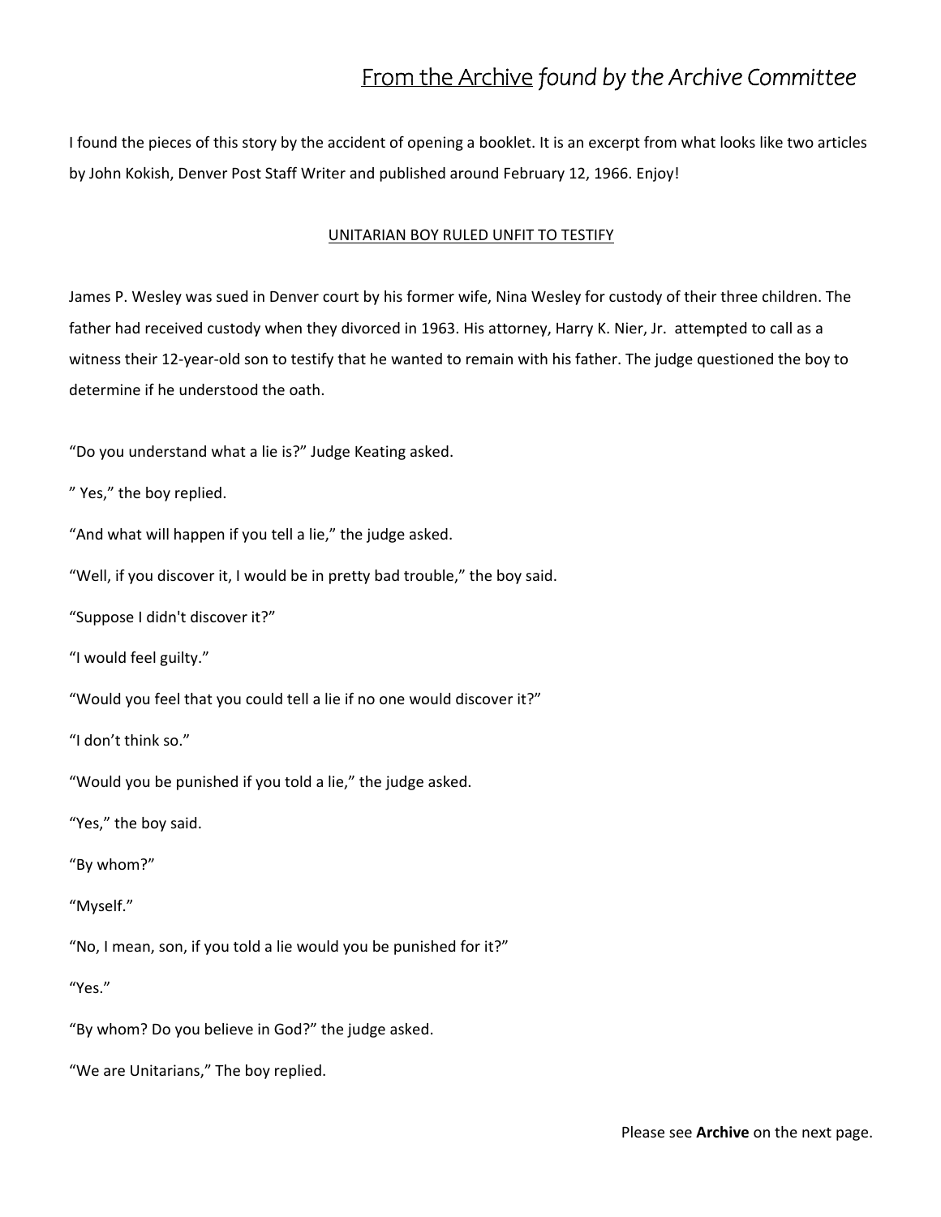# From the Archive *found by the Archive Committee*

I found the pieces of this story by the accident of opening a booklet. It is an excerpt from what looks like two articles by John Kokish, Denver Post Staff Writer and published around February 12, 1966. Enjoy!

## UNITARIAN BOY RULED UNFIT TO TESTIFY

James P. Wesley was sued in Denver court by his former wife, Nina Wesley for custody of their three children. The father had received custody when they divorced in 1963. His attorney, Harry K. Nier, Jr. attempted to call as a witness their 12-year-old son to testify that he wanted to remain with his father. The judge questioned the boy to determine if he understood the oath.

"Do you understand what a lie is?" Judge Keating asked.

" Yes," the boy replied.

"And what will happen if you tell a lie," the judge asked.

"Well, if you discover it, I would be in pretty bad trouble," the boy said.

"Suppose I didn't discover it?"

"I would feel guilty."

"Would you feel that you could tell a lie if no one would discover it?"

"I don't think so."

"Would you be punished if you told a lie," the judge asked.

"Yes," the boy said.

"By whom?"

"Myself."

"No, I mean, son, if you told a lie would you be punished for it?"

"Yes."

"By whom? Do you believe in God?" the judge asked.

"We are Unitarians," The boy replied.

Please see **Archive** on the next page.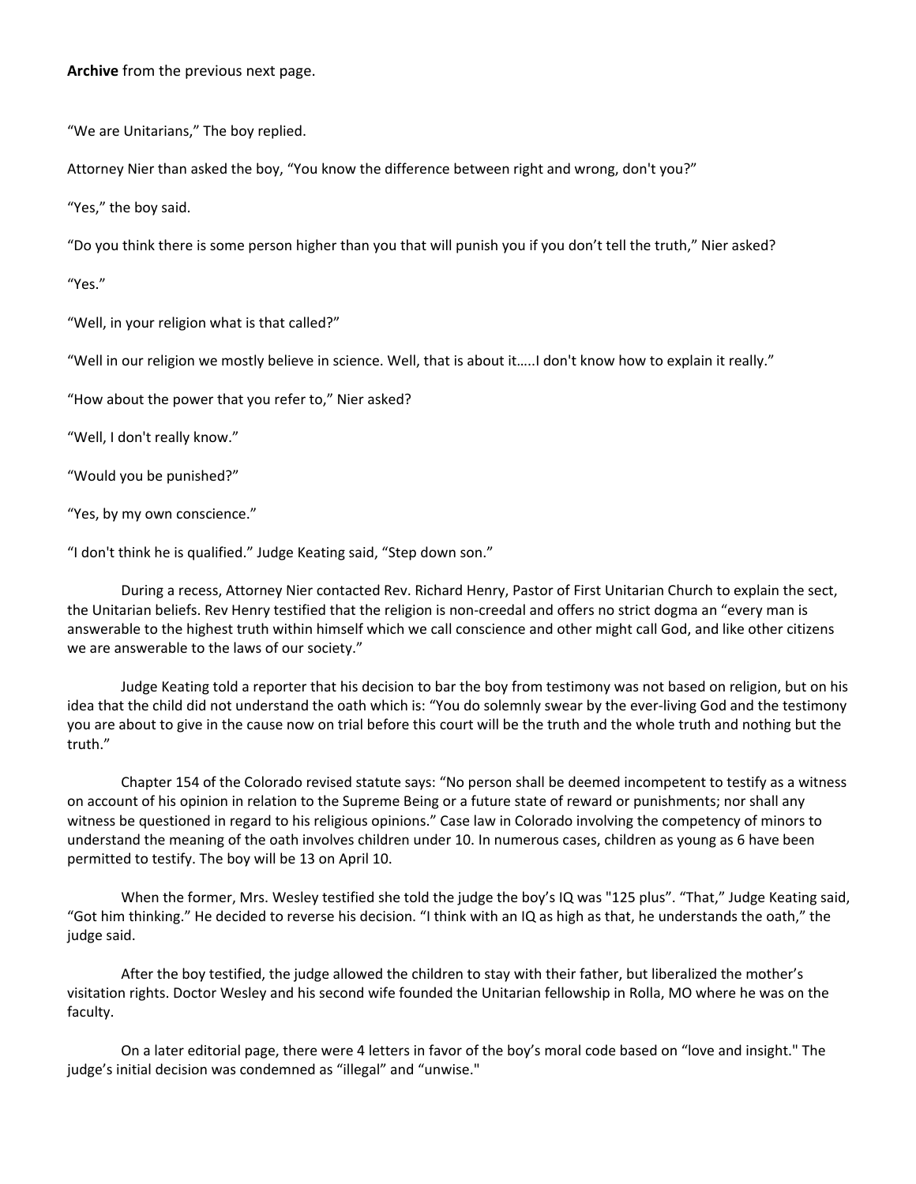**Archive** from the previous next page.

“We are Unitarians,” The boy replied.

Attorney Nier than asked the boy, “You know the difference between right and wrong, don't you?”

“Yes,” the boy said.

“Do you think there is some person higher than you that will punish you if you don’t tell the truth,” Nier asked?

“Yes.”

“Well, in your religion what is that called?”

“Well in our religion we mostly believe in science. Well, that is about it…..I don't know how to explain it really.”

“How about the power that you refer to,” Nier asked?

“Well, I don't really know.”

“Would you be punished?”

“Yes, by my own conscience.”

“I don't think he is qualified.” Judge Keating said, “Step down son.”

During a recess, Attorney Nier contacted Rev. Richard Henry, Pastor of First Unitarian Church to explain the sect, the Unitarian beliefs. Rev Henry testified that the religion is non-creedal and offers no strict dogma an “every man is answerable to the highest truth within himself which we call conscience and other might call God, and like other citizens we are answerable to the laws of our society.”

Judge Keating told a reporter that his decision to bar the boy from testimony was not based on religion, but on his idea that the child did not understand the oath which is: “You do solemnly swear by the ever-living God and the testimony you are about to give in the cause now on trial before this court will be the truth and the whole truth and nothing but the truth.”

Chapter 154 of the Colorado revised statute says: “No person shall be deemed incompetent to testify as a witness on account of his opinion in relation to the Supreme Being or a future state of reward or punishments; nor shall any witness be questioned in regard to his religious opinions.” Case law in Colorado involving the competency of minors to understand the meaning of the oath involves children under 10. In numerous cases, children as young as 6 have been permitted to testify. The boy will be 13 on April 10.

When the former, Mrs. Wesley testified she told the judge the boy’s IQ was "125 plus”. “That,” Judge Keating said, “Got him thinking.” He decided to reverse his decision. “I think with an IQ as high as that, he understands the oath,” the judge said.

After the boy testified, the judge allowed the children to stay with their father, but liberalized the mother’s visitation rights. Doctor Wesley and his second wife founded the Unitarian fellowship in Rolla, MO where he was on the faculty.

On a later editorial page, there were 4 letters in favor of the boy’s moral code based on “love and insight." The judge’s initial decision was condemned as “illegal” and “unwise."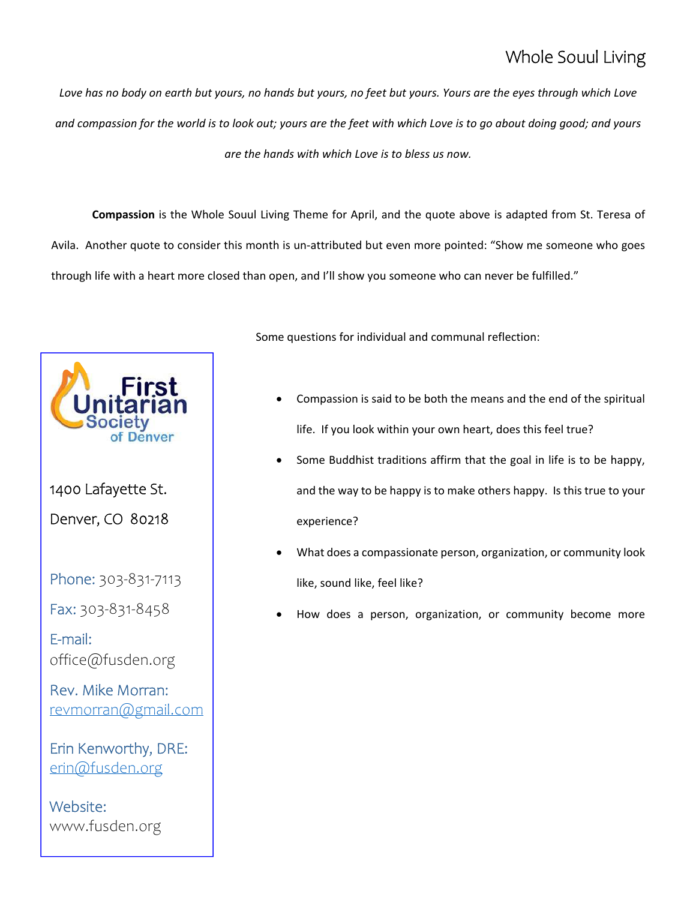# Whole Souul Living

*Love has no body on earth but yours, no hands but yours, no feet but yours. Yours are the eyes through which Love and compassion for the world is to look out; yours are the feet with which Love is to go about doing good; and yours are the hands with which Love is to bless us now.*

**Compassion** is the Whole Souul Living Theme for April, and the quote above is adapted from St. Teresa of Avila. Another quote to consider this month is un-attributed but even more pointed: "Show me someone who goes through life with a heart more closed than open, and I'll show you someone who can never be fulfilled."

Some questions for individual and communal reflection:

- Compassion is said to be both the means and the end of the spiritual life. If you look within your own heart, does this feel true?
- Some Buddhist traditions affirm that the goal in life is to be happy, and the way to be happy is to make others happy. Is this true to your experience?
- What does a compassionate person, organization, or community look like, sound like, feel like?
- How does a person, organization, or community become more

First Unitarian Society of Denver

1400 Lafayette St.
Denver, CO 80218

Phone: 303-831-7113

Fax: 303-831-8458

E-mail: office@fusden.org

Rev. Mike Morran: revmorran@gmail.com

Erin Kenworthy, DRE: erin@fusden.org

Website: www.fusden.org